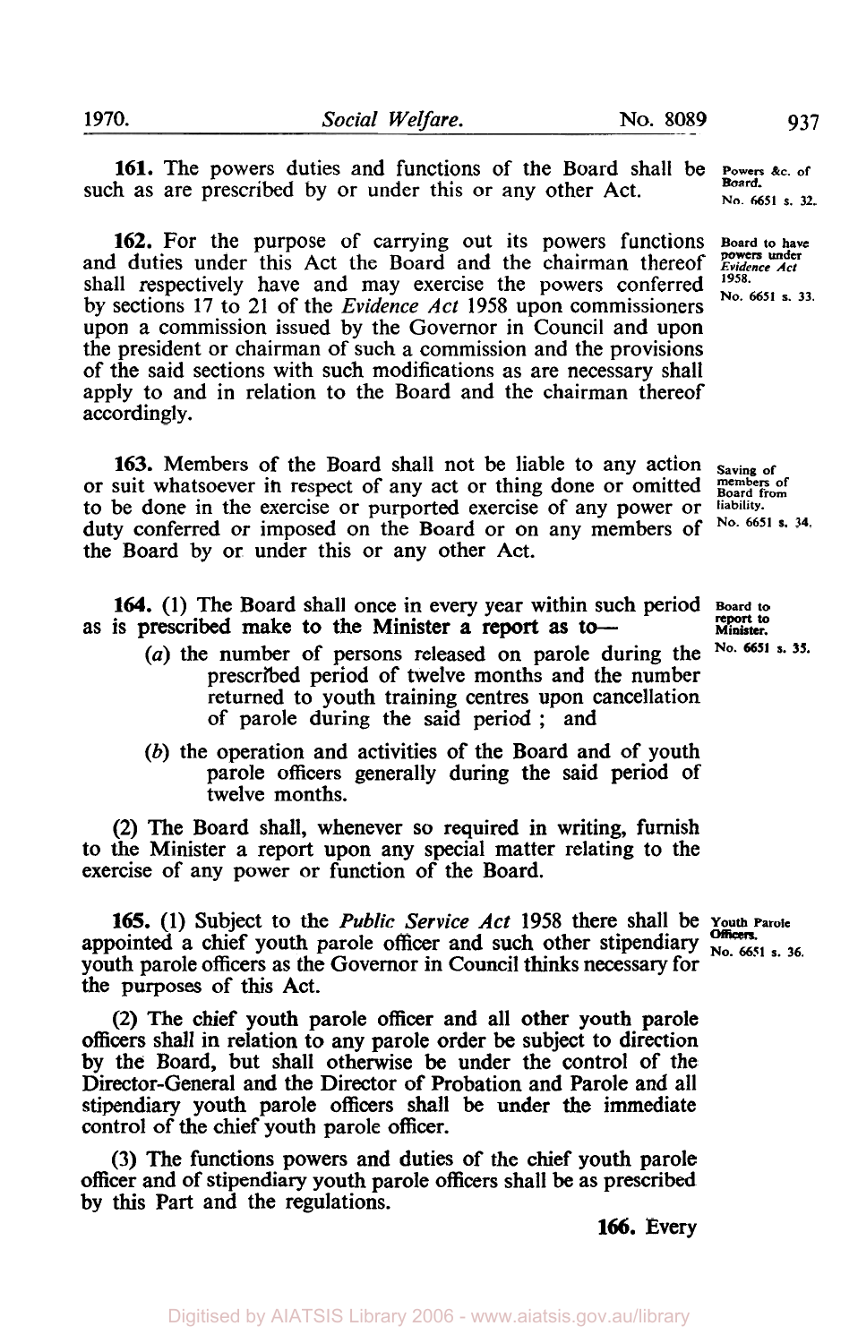**161.** The powers duties and functions of the Board shall be such as are prescribed by or under this or any other Act.

Powers &c. of Board. No. 6651 s. 32.

**162.** For the purpose of carrying out its powers functions and duties under this Act the Board and the chairman thereof shall respectively have and may exercise the powers conferred by sections 17 to 21 of the *Evidence Act* 1958 upon commissioners upon a commission issued by the Governor in Council and upon the president or chairman of such a commission and the provisions of the said sections with such modifications as are necessary shall apply to and in relation to the Board and the chairman thereof accordingly.

Board to have powers under *Evidence Act* 1958. No. 6651 s. 33.

**163.** Members of the Board shall not be liable to any action or suit whatsoever in respect of any act or thing done or omitted to be done in the exercise or purported exercise of any power or duty conferred or imposed on the Board or on any members of the Board by or under this or any other Act.

Saving of members of Board from liability. No. 6651 s. 34.

**164.** (1) The Board shall once in every year within such period as is prescribed make to the Minister a report as to—

Board to report to Minister. No. 6651 s. 35.

(*a*) the number of persons released on parole during the prescribed period of twelve months and the number returned to youth training centres upon cancellation of parole during the said period ; and

(*b*) the operation and activities of the Board and of youth parole officers generally during the said period of twelve months.

(2) The Board shall, whenever so required in writing, furnish to the Minister a report upon any special matter relating to the exercise of any power or function of the Board.

**165.** (1) Subject to the *Public Service Act* 1958 there shall be appointed a chief youth parole officer and such other stipendiary youth parole officers as the Governor in Council thinks necessary for the purposes of this Act.

Youth Parole Officers. No. 6651 s. 36.

(2) The chief youth parole officer and all other youth parole officers shall in relation to any parole order be subject to direction by the Board, but shall otherwise be under the control of the Director-General and the Director of Probation and Parole and all stipendiary youth parole officers shall be under the immediate control of the chief youth parole officer.

(3) The functions powers and duties of the chief youth parole officer and of stipendiary youth parole officers shall be as prescribed by this Part and the regulations.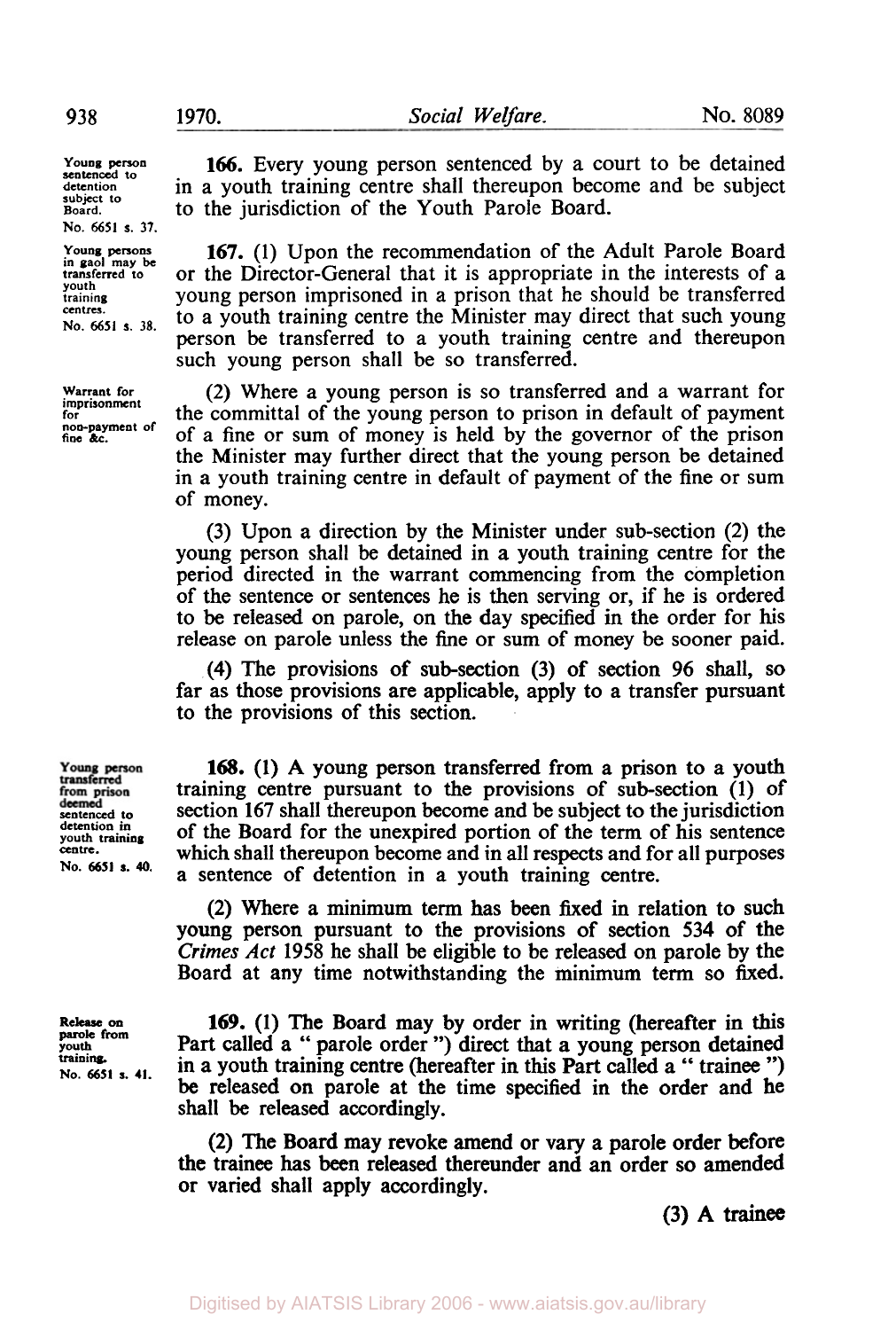*Young person sentenced to detention subject to Board. No. 6651 s. 37.*

**166.** Every young person sentenced by a court to be detained in a youth training centre shall thereupon become and be subject to the jurisdiction of the Youth Parole Board.

*Young persons in gaol may be transferred to youth training centres. No. 6651 s. 38.*

**167.** (1) Upon the recommendation of the Adult Parole Board or the Director-General that it is appropriate in the interests of a young person imprisoned in a prison that he should be transferred to a youth training centre the Minister may direct that such young person be transferred to a youth training centre and thereupon such young person shall be so transferred.

*Warrant for imprisonment for non-payment of fine &c.*

(2) Where a young person is so transferred and a warrant for the committal of the young person to prison in default of payment of a fine or sum of money is held by the governor of the prison the Minister may further direct that the young person be detained in a youth training centre in default of payment of the fine or sum of money.

(3) Upon a direction by the Minister under sub-section (2) the young person shall be detained in a youth training centre for the period directed in the warrant commencing from the completion of the sentence or sentences he is then serving or, if he is ordered to be released on parole, on the day specified in the order for his release on parole unless the fine or sum of money be sooner paid.

(4) The provisions of sub-section (3) of section 96 shall, so far as those provisions are applicable, apply to a transfer pursuant to the provisions of this section.

*Young person transferred from prison deemed sentenced to detention in youth training centre. No. 6651 s. 40.*

**168.** (1) A young person transferred from a prison to a youth training centre pursuant to the provisions of sub-section (1) of section 167 shall thereupon become and be subject to the jurisdiction of the Board for the unexpired portion of the term of his sentence which shall thereupon become and in all respects and for all purposes a sentence of detention in a youth training centre.

(2) Where a minimum term has been fixed in relation to such young person pursuant to the provisions of section 534 of the *Crimes Act* 1958 he shall be eligible to be released on parole by the Board at any time notwithstanding the minimum term so fixed.

*Release on parole from youth training. No. 6651 s. 41.*

**169.** (1) The Board may by order in writing (hereafter in this Part called a " parole order ") direct that a young person detained in a youth training centre (hereafter in this Part called a " trainee ") be released on parole at the time specified in the order and he shall be released accordingly.

(2) The Board may revoke amend or vary a parole order before the trainee has been released thereunder and an order so amended or varied shall apply accordingly.

(3) A trainee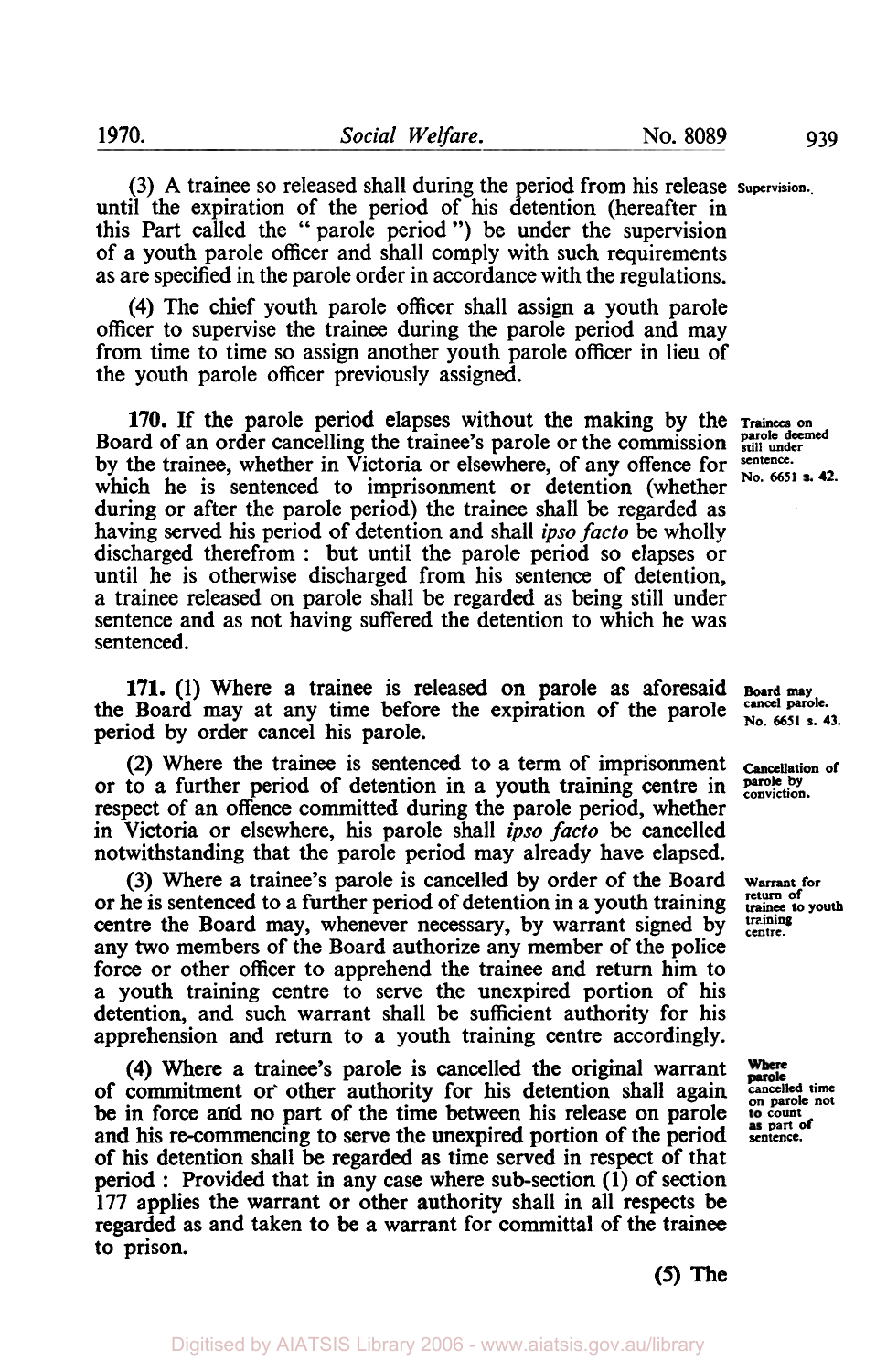(3) A trainee so released shall during the period from his release until the expiration of the period of his detention (hereafter in this Part called the "parole period") be under the supervision of a youth parole officer and shall comply with such requirements as are specified in the parole order in accordance with the regulations.

Supervision.

(4) The chief youth parole officer shall assign a youth parole officer to supervise the trainee during the parole period and may from time to time so assign another youth parole officer in lieu of the youth parole officer previously assigned.

**170.** If the parole period elapses without the making by the Board of an order cancelling the trainee's parole or the commission by the trainee, whether in Victoria or elsewhere, of any offence for which he is sentenced to imprisonment or detention (whether during or after the parole period) the trainee shall be regarded as having served his period of detention and shall *ipso facto* be wholly discharged therefrom: but until the parole period so elapses or until he is otherwise discharged from his sentence of detention, a trainee released on parole shall be regarded as being still under sentence and as not having suffered the detention to which he was sentenced.

Trainees on parole deemed still under sentence. No. 6651 s. 42.

**171.** (1) Where a trainee is released on parole as aforesaid the Board may at any time before the expiration of the parole period by order cancel his parole.

Board may cancel parole. No. 6651 s. 43.

(2) Where the trainee is sentenced to a term of imprisonment or to a further period of detention in a youth training centre in respect of an offence committed during the parole period, whether in Victoria or elsewhere, his parole shall *ipso facto* be cancelled notwithstanding that the parole period may already have elapsed.

Cancellation of parole by conviction.

(3) Where a trainee's parole is cancelled by order of the Board or he is sentenced to a further period of detention in a youth training centre the Board may, whenever necessary, by warrant signed by any two members of the Board authorize any member of the police force or other officer to apprehend the trainee and return him to a youth training centre to serve the unexpired portion of his detention, and such warrant shall be sufficient authority for his apprehension and return to a youth training centre accordingly.

Warrant for return of trainee to youth training centre.

(4) Where a trainee's parole is cancelled the original warrant of commitment or other authority for his detention shall again be in force and no part of the time between his release on parole and his re-commencing to serve the unexpired portion of the period of his detention shall be regarded as time served in respect of that period: Provided that in any case where sub-section (1) of section 177 applies the warrant or other authority shall in all respects be regarded as and taken to be a warrant for committal of the trainee to prison.

Where parole cancelled time on parole not to count as part of sentence.

(5) The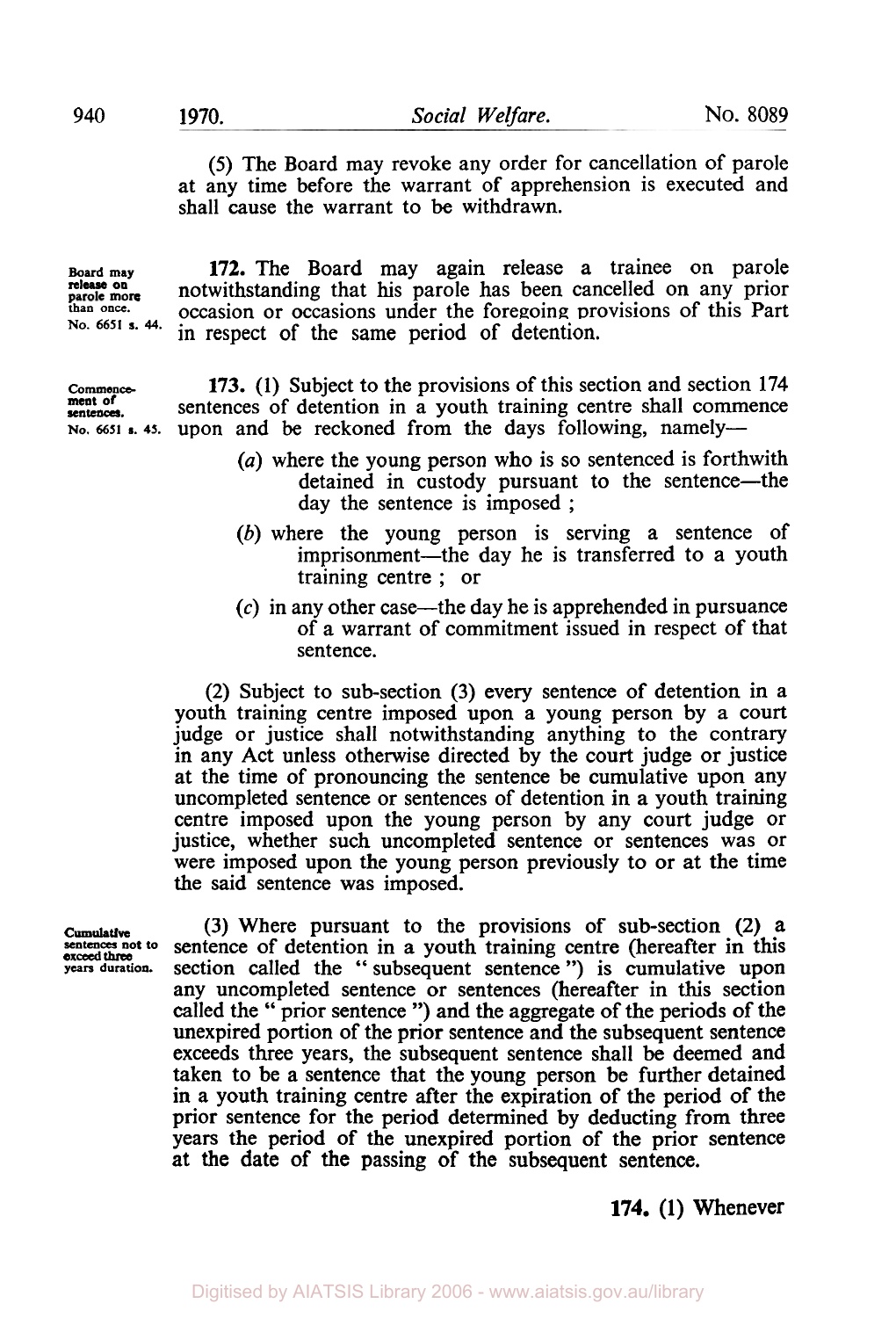(5) The Board may revoke any order for cancellation of parole at any time before the warrant of apprehension is executed and shall cause the warrant to be withdrawn.

**Board may release on parole more than once.** No. 6651 s. 44.

**172.** The Board may again release a trainee on parole notwithstanding that his parole has been cancelled on any prior occasion or occasions under the foregoing provisions of this Part in respect of the same period of detention.

**Commencement of sentences.** No. 6651 s. 45.

**173.** (1) Subject to the provisions of this section and section 174 sentences of detention in a youth training centre shall commence upon and be reckoned from the days following, namely—

(*a*) where the young person who is so sentenced is forthwith detained in custody pursuant to the sentence—the day the sentence is imposed ;

(*b*) where the young person is serving a sentence of imprisonment—the day he is transferred to a youth training centre ; or

(*c*) in any other case—the day he is apprehended in pursuance of a warrant of commitment issued in respect of that sentence.

(2) Subject to sub-section (3) every sentence of detention in a youth training centre imposed upon a young person by a court judge or justice shall notwithstanding anything to the contrary in any Act unless otherwise directed by the court judge or justice at the time of pronouncing the sentence be cumulative upon any uncompleted sentence or sentences of detention in a youth training centre imposed upon the young person by any court judge or justice, whether such uncompleted sentence or sentences was or were imposed upon the young person previously to or at the time the said sentence was imposed.

**Cumulative sentences not to exceed three years duration.**

(3) Where pursuant to the provisions of sub-section (2) a sentence of detention in a youth training centre (hereafter in this section called the " subsequent sentence ") is cumulative upon any uncompleted sentence or sentences (hereafter in this section called the " prior sentence ") and the aggregate of the periods of the unexpired portion of the prior sentence and the subsequent sentence exceeds three years, the subsequent sentence shall be deemed and taken to be a sentence that the young person be further detained in a youth training centre after the expiration of the period of the prior sentence for the period determined by deducting from three years the period of the unexpired portion of the prior sentence at the date of the passing of the subsequent sentence.

**174.** (1) Whenever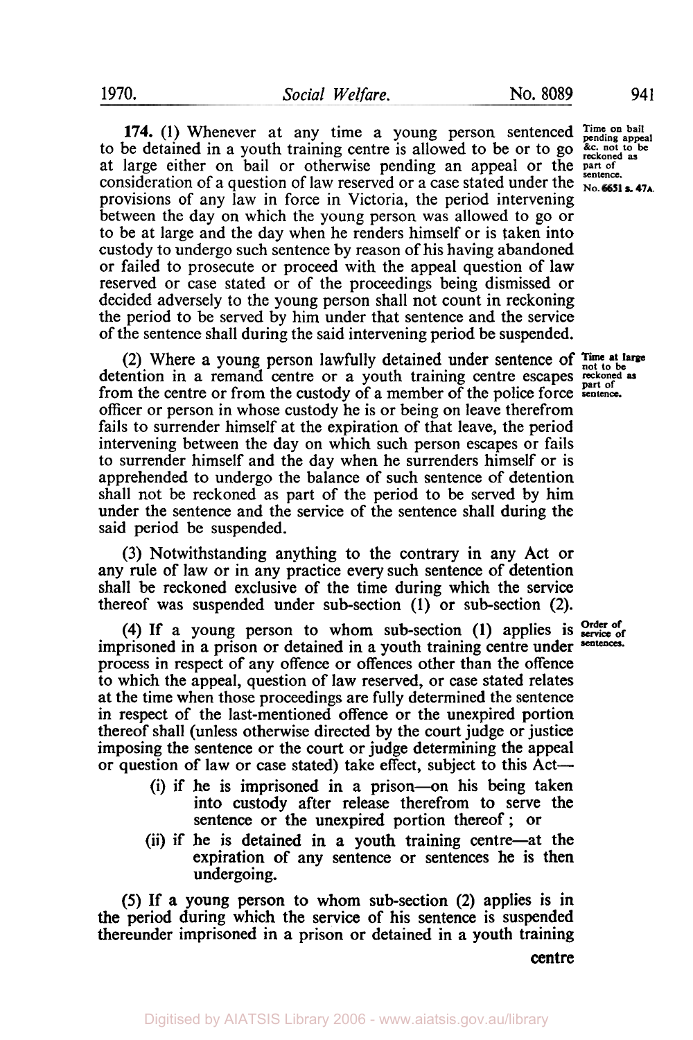**174.** (1) Whenever at any time a young person sentenced to be detained in a youth training centre is allowed to be or to go at large either on bail or otherwise pending an appeal or the consideration of a question of law reserved or a case stated under the provisions of any law in force in Victoria, the period intervening between the day on which the young person was allowed to go or to be at large and the day when he renders himself or is taken into custody to undergo such sentence by reason of his having abandoned or failed to prosecute or proceed with the appeal question of law reserved or case stated or of the proceedings being dismissed or decided adversely to the young person shall not count in reckoning the period to be served by him under that sentence and the service of the sentence shall during the said intervening period be suspended.

*Time on bail pending appeal &c. not to be reckoned as part of sentence. No. 6651 s. 47A.*

(2) Where a young person lawfully detained under sentence of detention in a remand centre or a youth training centre escapes from the centre or from the custody of a member of the police force officer or person in whose custody he is or being on leave therefrom fails to surrender himself at the expiration of that leave, the period intervening between the day on which such person escapes or fails to surrender himself and the day when he surrenders himself or is apprehended to undergo the balance of such sentence of detention shall not be reckoned as part of the period to be served by him under the sentence and the service of the sentence shall during the said period be suspended.

*Time at large not to be reckoned as part of sentence.*

(3) Notwithstanding anything to the contrary in any Act or any rule of law or in any practice every such sentence of detention shall be reckoned exclusive of the time during which the service thereof was suspended under sub-section (1) or sub-section (2).

(4) If a young person to whom sub-section (1) applies is imprisoned in a prison or detained in a youth training centre under process in respect of any offence or offences other than the offence to which the appeal, question of law reserved, or case stated relates at the time when those proceedings are fully determined the sentence in respect of the last-mentioned offence or the unexpired portion thereof shall (unless otherwise directed by the court judge or justice imposing the sentence or the court or judge determining the appeal or question of law or case stated) take effect, subject to this Act—

*Order of service of sentences.*

- (i) if he is imprisoned in a prison—on his being taken into custody after release therefrom to serve the sentence or the unexpired portion thereof; or
- (ii) if he is detained in a youth training centre—at the expiration of any sentence or sentences he is then undergoing.

(5) If a young person to whom sub-section (2) applies is in the period during which the service of his sentence is suspended thereunder imprisoned in a prison or detained in a youth training centre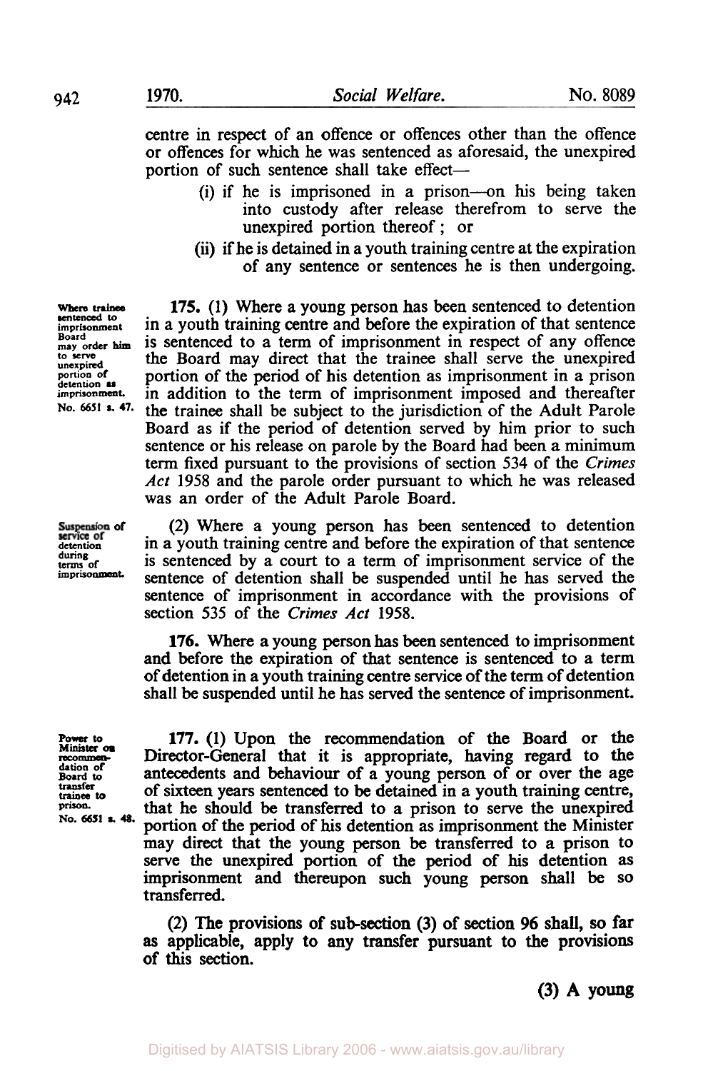centre in respect of an offence or offences other than the offence or offences for which he was sentenced as aforesaid, the unexpired portion of such sentence shall take effect—

- (i) if he is imprisoned in a prison—on his being taken into custody after release therefrom to serve the unexpired portion thereof; or
- (ii) if he is detained in a youth training centre at the expiration of any sentence or sentences he is then undergoing.

*Where trainee sentenced to imprisonment Board may order him to serve unexpired portion of detention as imprisonment. No. 6651 s. 47.*

**175.** (1) Where a young person has been sentenced to detention in a youth training centre and before the expiration of that sentence is sentenced to a term of imprisonment in respect of any offence the Board may direct that the trainee shall serve the unexpired portion of the period of his detention as imprisonment in a prison in addition to the term of imprisonment imposed and thereafter the trainee shall be subject to the jurisdiction of the Adult Parole Board as if the period of detention served by him prior to such sentence or his release on parole by the Board had been a minimum term fixed pursuant to the provisions of section 534 of the *Crimes Act* 1958 and the parole order pursuant to which he was released was an order of the Adult Parole Board.

*Suspension of service of detention during terms of imprisonment.*

(2) Where a young person has been sentenced to detention in a youth training centre and before the expiration of that sentence is sentenced by a court to a term of imprisonment service of the sentence of detention shall be suspended until he has served the sentence of imprisonment in accordance with the provisions of section 535 of the *Crimes Act* 1958.

**176.** Where a young person has been sentenced to imprisonment and before the expiration of that sentence is sentenced to a term of detention in a youth training centre service of the term of detention shall be suspended until he has served the sentence of imprisonment.

*Power to Minister on recommendation of Board to transfer trainee to prison. No. 6651 s. 48.*

**177.** (1) Upon the recommendation of the Board or the Director-General that it is appropriate, having regard to the antecedents and behaviour of a young person of or over the age of sixteen years sentenced to be detained in a youth training centre, that he should be transferred to a prison to serve the unexpired portion of the period of his detention as imprisonment the Minister may direct that the young person be transferred to a prison to serve the unexpired portion of the period of his detention as imprisonment and thereupon such young person shall be so transferred.

(2) The provisions of sub-section (3) of section 96 shall, so far as applicable, apply to any transfer pursuant to the provisions of this section.

(3) A young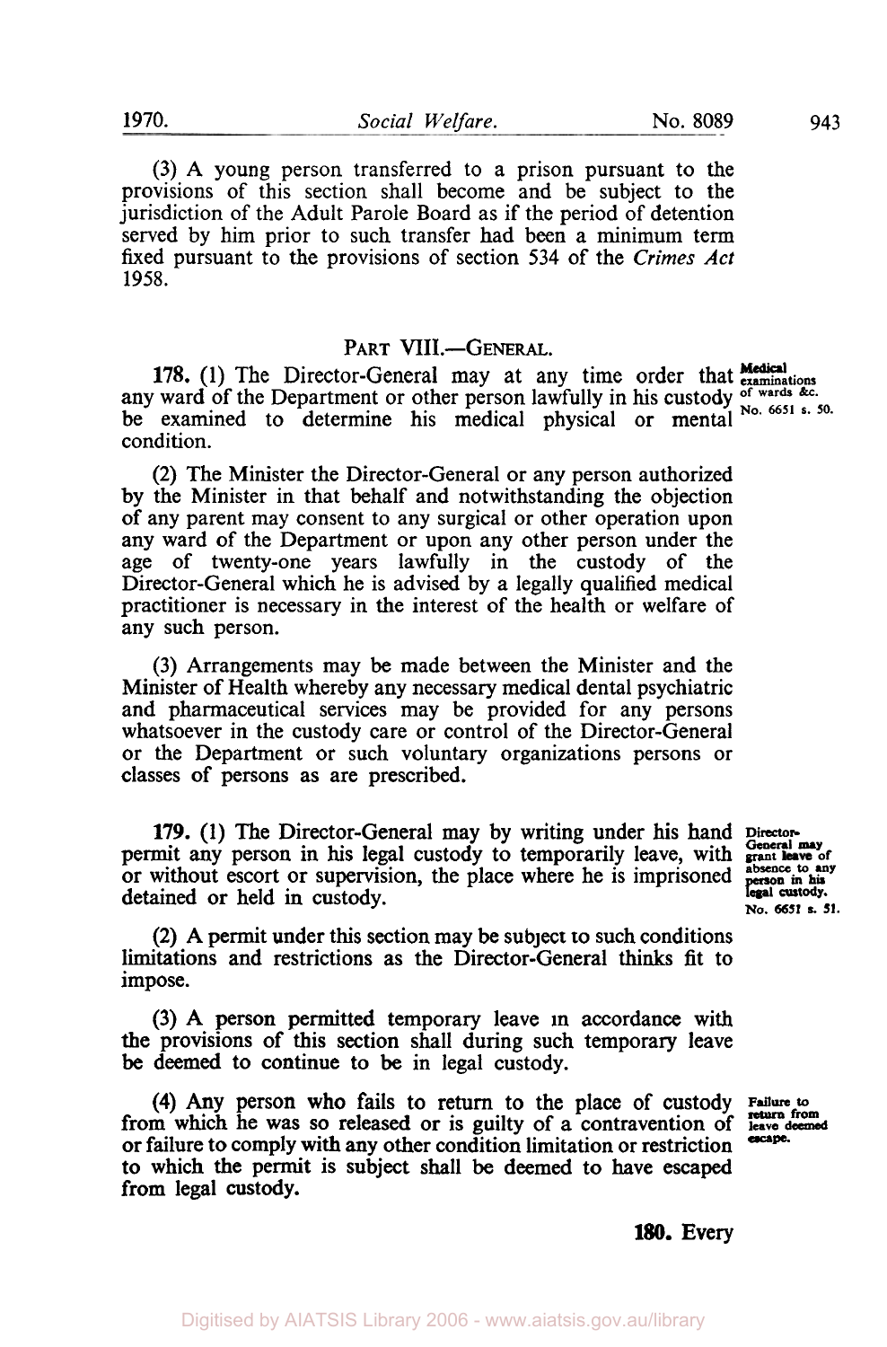(3) A young person transferred to a prison pursuant to the provisions of this section shall become and be subject to the jurisdiction of the Adult Parole Board as if the period of detention served by him prior to such transfer had been a minimum term fixed pursuant to the provisions of section 534 of the *Crimes Act* 1958.

## PART VIII.—GENERAL.

*Medical examinations of wards &c. No. 6651 s. 50.*

**178.** (1) The Director-General may at any time order that any ward of the Department or other person lawfully in his custody be examined to determine his medical physical or mental condition.

(2) The Minister the Director-General or any person authorized by the Minister in that behalf and notwithstanding the objection of any parent may consent to any surgical or other operation upon any ward of the Department or upon any other person under the age of twenty-one years lawfully in the custody of the Director-General which he is advised by a legally qualified medical practitioner is necessary in the interest of the health or welfare of any such person.

(3) Arrangements may be made between the Minister and the Minister of Health whereby any necessary medical dental psychiatric and pharmaceutical services may be provided for any persons whatsoever in the custody care or control of the Director-General or the Department or such voluntary organizations persons or classes of persons as are prescribed.

*Director-General may grant leave of absence to any person in his legal custody. No. 6651 s. 51.*

**179.** (1) The Director-General may by writing under his hand permit any person in his legal custody to temporarily leave, with or without escort or supervision, the place where he is imprisoned detained or held in custody.

(2) A permit under this section may be subject to such conditions limitations and restrictions as the Director-General thinks fit to impose.

(3) A person permitted temporary leave in accordance with the provisions of this section shall during such temporary leave be deemed to continue to be in legal custody.

*Failure to return from leave deemed escape.*

(4) Any person who fails to return to the place of custody from which he was so released or is guilty of a contravention of or failure to comply with any other condition limitation or restriction to which the permit is subject shall be deemed to have escaped from legal custody.

**180.** Every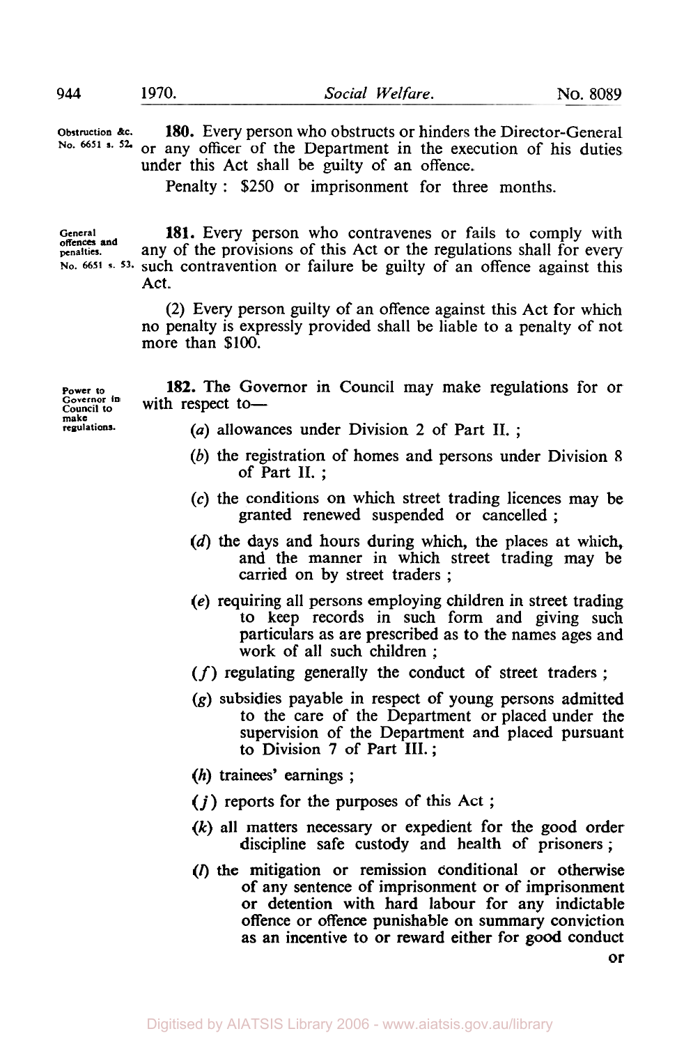Obstruction &c. No. 6651 s. 52.

**180.** Every person who obstructs or hinders the Director-General or any officer of the Department in the execution of his duties under this Act shall be guilty of an offence.

Penalty: $250 or imprisonment for three months.

General offences and penalties. No. 6651 s. 53.

**181.** Every person who contravenes or fails to comply with any of the provisions of this Act or the regulations shall for every such contravention or failure be guilty of an offence against this Act.

(2) Every person guilty of an offence against this Act for which no penalty is expressly provided shall be liable to a penalty of not more than $100.

Power to Governor in Council to make regulations.

**182.** The Governor in Council may make regulations for or with respect to—

(*a*) allowances under Division 2 of Part II.;

(*b*) the registration of homes and persons under Division 8 of Part II.;

(*c*) the conditions on which street trading licences may be granted renewed suspended or cancelled;

(*d*) the days and hours during which, the places at which, and the manner in which street trading may be carried on by street traders;

(*e*) requiring all persons employing children in street trading to keep records in such form and giving such particulars as are prescribed as to the names ages and work of all such children;

(*f*) regulating generally the conduct of street traders;

(*g*) subsidies payable in respect of young persons admitted to the care of the Department or placed under the supervision of the Department and placed pursuant to Division 7 of Part III.;

(*h*) trainees' earnings;

(*j*) reports for the purposes of this Act;

(*k*) all matters necessary or expedient for the good order discipline safe custody and health of prisoners;

(*l*) the mitigation or remission conditional or otherwise of any sentence of imprisonment or of imprisonment or detention with hard labour for any indictable offence or offence punishable on summary conviction as an incentive to or reward either for good conduct or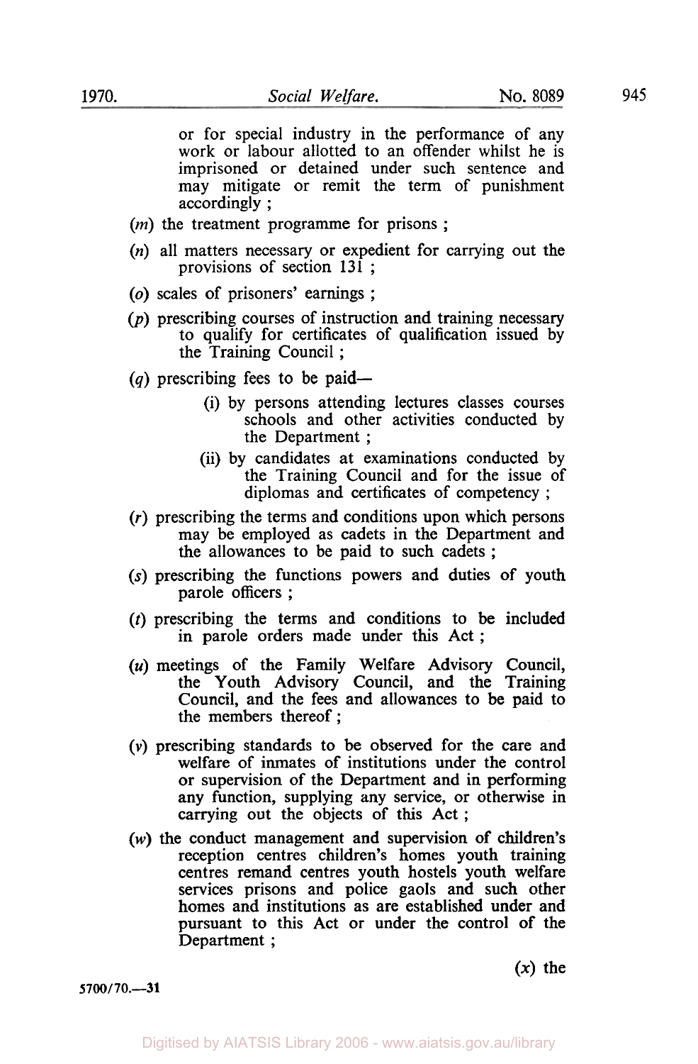or for special industry in the performance of any work or labour allotted to an offender whilst he is imprisoned or detained under such sentence and may mitigate or remit the term of punishment accordingly ;

(*m*) the treatment programme for prisons ;

(*n*) all matters necessary or expedient for carrying out the provisions of section 131 ;

(*o*) scales of prisoners' earnings ;

(*p*) prescribing courses of instruction and training necessary to qualify for certificates of qualification issued by the Training Council ;

(*q*) prescribing fees to be paid—

(i) by persons attending lectures classes courses schools and other activities conducted by the Department ;

(ii) by candidates at examinations conducted by the Training Council and for the issue of diplomas and certificates of competency ;

(*r*) prescribing the terms and conditions upon which persons may be employed as cadets in the Department and the allowances to be paid to such cadets ;

(*s*) prescribing the functions powers and duties of youth parole officers ;

(*t*) prescribing the terms and conditions to be included in parole orders made under this Act ;

(*u*) meetings of the Family Welfare Advisory Council, the Youth Advisory Council, and the Training Council, and the fees and allowances to be paid to the members thereof ;

(*v*) prescribing standards to be observed for the care and welfare of inmates of institutions under the control or supervision of the Department and in performing any function, supplying any service, or otherwise in carrying out the objects of this Act ;

(*w*) the conduct management and supervision of children's reception centres children's homes youth training centres remand centres youth hostels youth welfare services prisons and police gaols and such other homes and institutions as are established under and pursuant to this Act or under the control of the Department ;

(*x*) the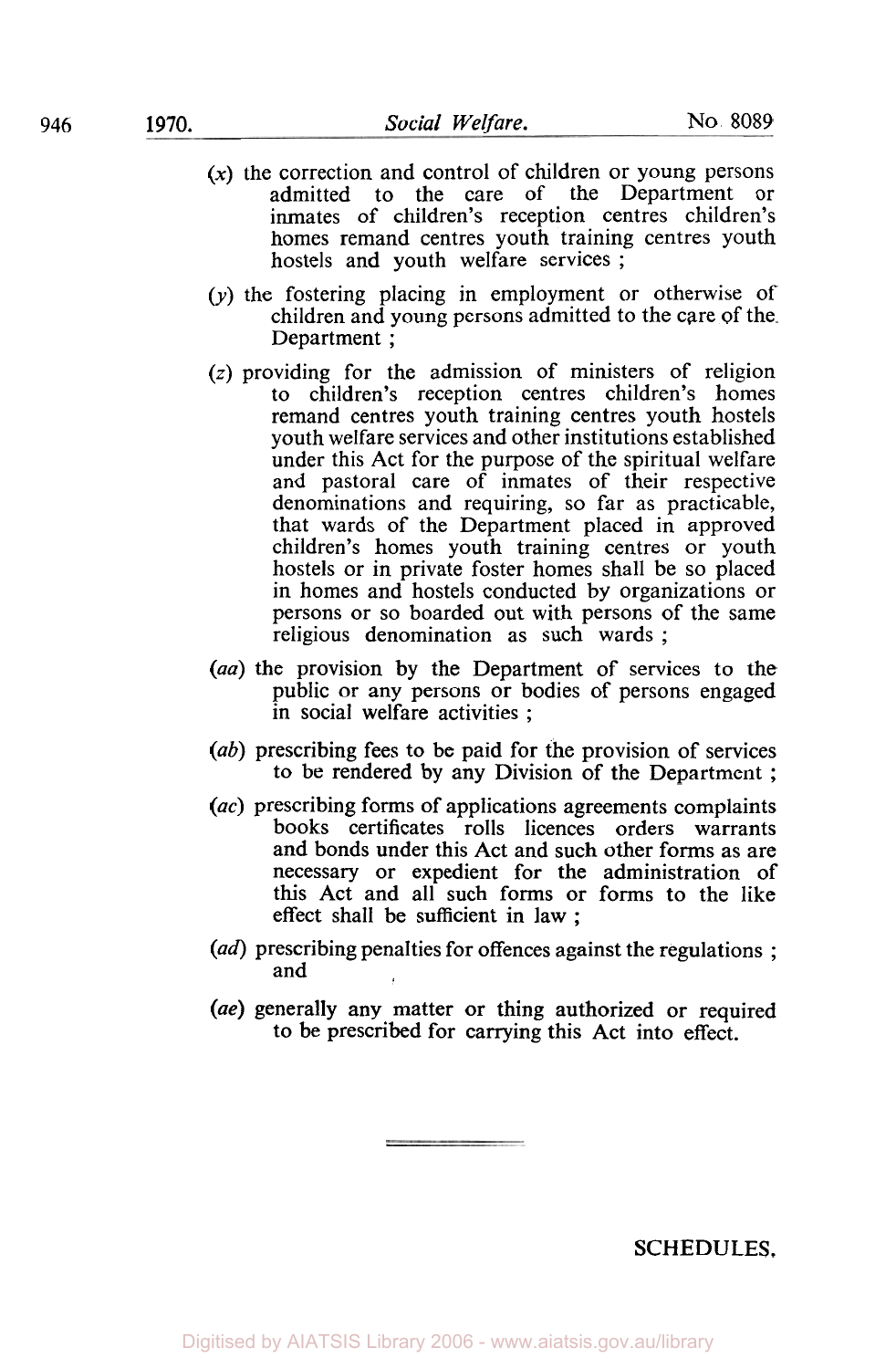(*x*) the correction and control of children or young persons admitted to the care of the Department or inmates of children's reception centres children's homes remand centres youth training centres youth hostels and youth welfare services ;

(*y*) the fostering placing in employment or otherwise of children and young persons admitted to the care of the Department ;

(*z*) providing for the admission of ministers of religion to children's reception centres children's homes remand centres youth training centres youth hostels youth welfare services and other institutions established under this Act for the purpose of the spiritual welfare and pastoral care of inmates of their respective denominations and requiring, so far as practicable, that wards of the Department placed in approved children's homes youth training centres or youth hostels or in private foster homes shall be so placed in homes and hostels conducted by organizations or persons or so boarded out with persons of the same religious denomination as such wards ;

(*aa*) the provision by the Department of services to the public or any persons or bodies of persons engaged in social welfare activities ;

(*ab*) prescribing fees to be paid for the provision of services to be rendered by any Division of the Department ;

(*ac*) prescribing forms of applications agreements complaints books certificates rolls licences orders warrants and bonds under this Act and such other forms as are necessary or expedient for the administration of this Act and all such forms or forms to the like effect shall be sufficient in law ;

(*ad*) prescribing penalties for offences against the regulations ; and

(*ae*) generally any matter or thing authorized or required to be prescribed for carrying this Act into effect.

---

SCHEDULES.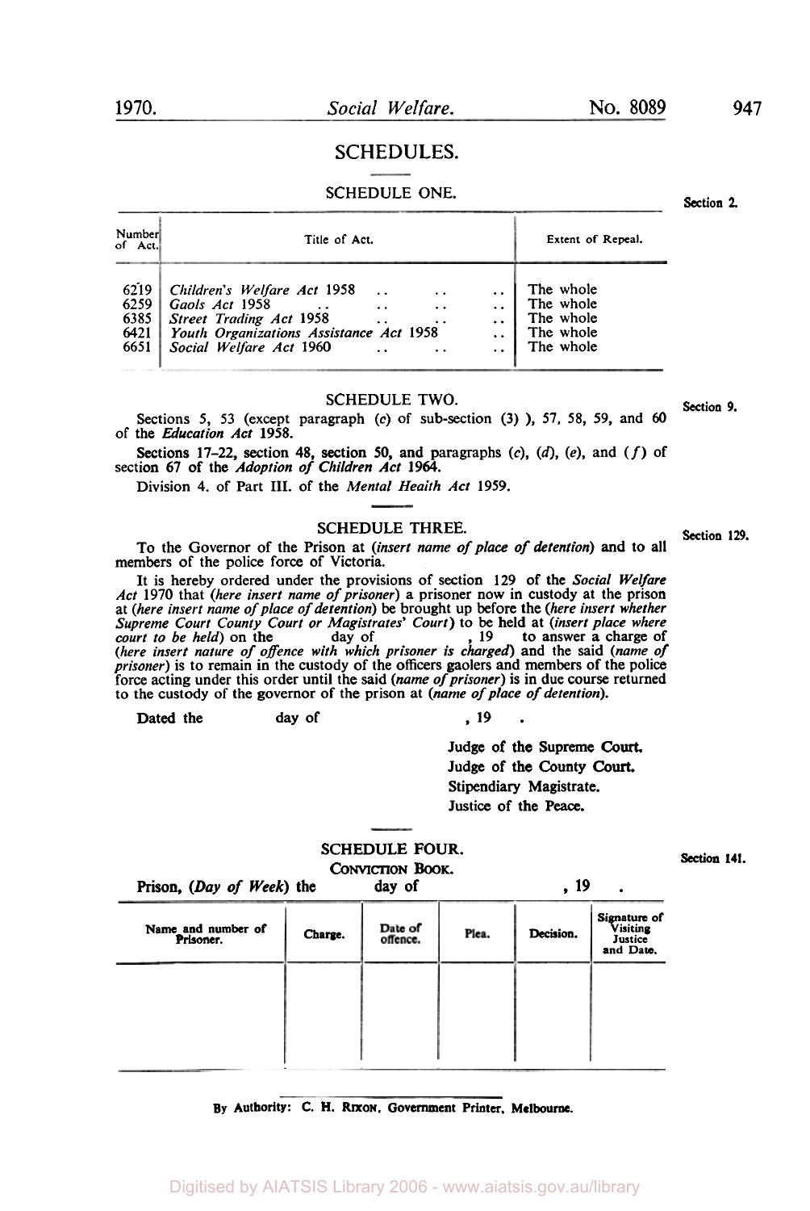## SCHEDULES.

### SCHEDULE ONE.

Section 2.

| Number of Act. | Title of Act. | Extent of Repeal. |
|---|---|---|
| 6219 | *Children's Welfare Act* 1958 | The whole |
| 6259 | *Gaols Act* 1958 | The whole |
| 6385 | *Street Trading Act* 1958 | The whole |
| 6421 | *Youth Organizations Assistance Act* 1958 | The whole |
| 6651 | *Social Welfare Act* 1960 | The whole |

### SCHEDULE TWO.

Section 9.

Sections 5, 53 (except paragraph (*c*) of sub-section (3) ), 57, 58, 59, and 60 of the *Education Act* 1958.

Sections 17–22, section 48, section 50, and paragraphs (*c*), (*d*), (*e*), and (*f*) of section 67 of the *Adoption of Children Act* 1964.

Division 4. of Part III. of the *Mental Heaith Act* 1959.

### SCHEDULE THREE.

Section 129.

To the Governor of the Prison at (*insert name of place of detention*) and to all members of the police force of Victoria.

It is hereby ordered under the provisions of section 129 of the *Social Welfare Act* 1970 that (*here insert name of prisoner*) a prisoner now in custody at the prison at (*here insert name of place of detention*) be brought up before the (*here insert whether Supreme Court County Court or Magistrates' Court*) to be held at (*insert place where court to be held*) on the day of , 19 to answer a charge of (*here insert nature of offence with which prisoner is charged*) and the said (*name of prisoner*) is to remain in the custody of the officers gaolers and members of the police force acting under this order until the said (*name of prisoner*) is in due course returned to the custody of the governor of the prison at (*name of place of detention*).

Dated the day of , 19 .

Judge of the Supreme Court.
Judge of the County Court.
Stipendiary Magistrate.
Justice of the Peace.

### SCHEDULE FOUR.

Section 141.

CONVICTION BOOK.

Prison, (*Day of Week*) the day of , 19 .

| Name and number of Prisoner. | Charge. | Date of offence. | Plea. | Decision. | Signature of Visiting Justice and Date. |
|---|---|---|---|---|---|
| | | | | | |

By Authority: C. H. RIXON, Government Printer, Melbourne.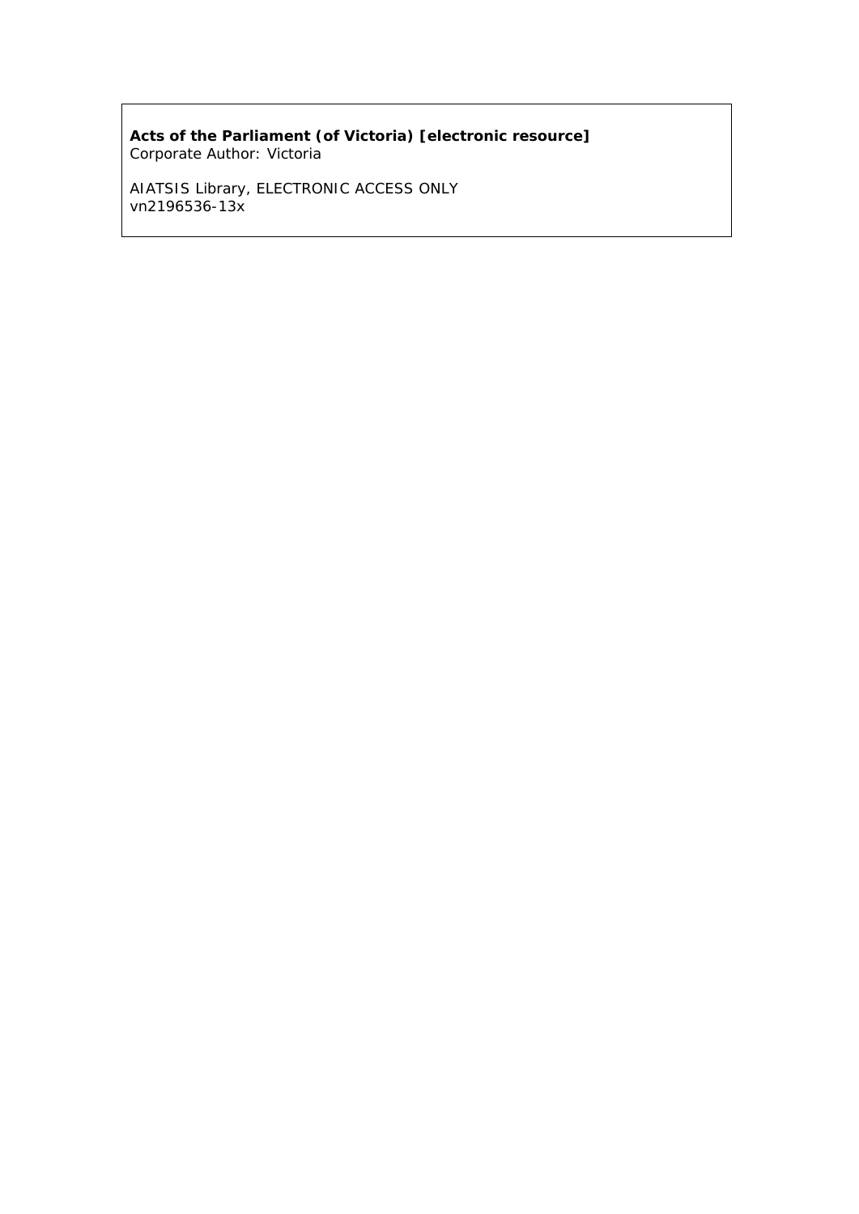**Acts of the Parliament (of Victoria) [electronic resource]**
Corporate Author: Victoria

AIATSIS Library, ELECTRONIC ACCESS ONLY
vn2196536-13x